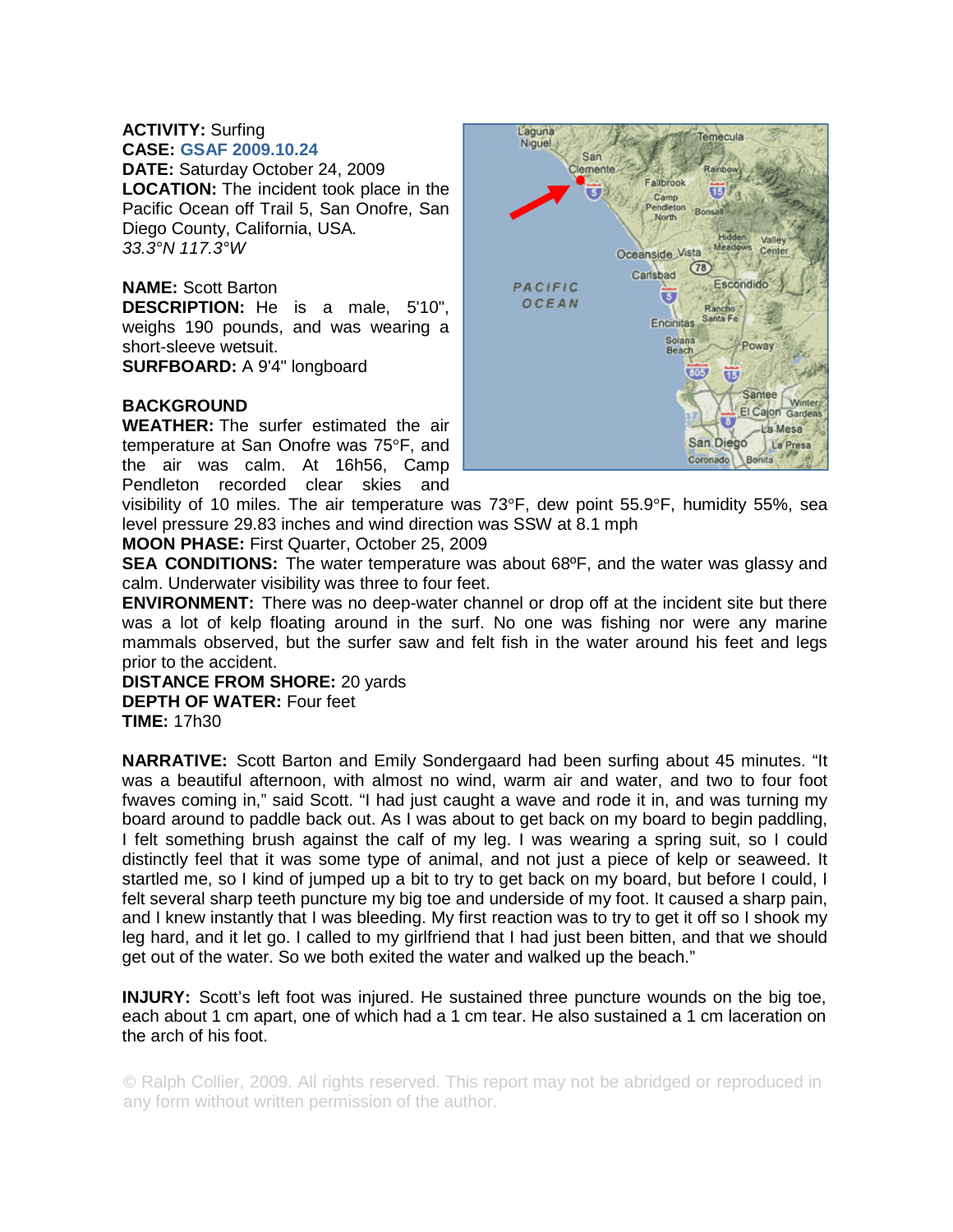**ACTIVITY:** Surfing
**CASE:** GSAF 2009.10.24
**DATE:** Saturday October 24, 2009
**LOCATION:** The incident took place in the Pacific Ocean off Trail 5, San Onofre, San Diego County, California, USA.
*33.3°N 117.3°W*

**NAME:** Scott Barton
**DESCRIPTION:** He is a male, 5'10", weighs 190 pounds, and was wearing a short-sleeve wetsuit.
**SURFBOARD:** A 9'4" longboard

**BACKGROUND**
**WEATHER:** The surfer estimated the air temperature at San Onofre was 75°F, and the air was calm. At 16h56, Camp Pendleton recorded clear skies and visibility of 10 miles. The air temperature was 73°F, dew point 55.9°F, humidity 55%, sea level pressure 29.83 inches and wind direction was SSW at 8.1 mph
**MOON PHASE:** First Quarter, October 25, 2009
**SEA CONDITIONS:** The water temperature was about 68ºF, and the water was glassy and calm. Underwater visibility was three to four feet.
**ENVIRONMENT:** There was no deep-water channel or drop off at the incident site but there was a lot of kelp floating around in the surf. No one was fishing nor were any marine mammals observed, but the surfer saw and felt fish in the water around his feet and legs prior to the accident.
**DISTANCE FROM SHORE:** 20 yards
**DEPTH OF WATER:** Four feet
**TIME:** 17h30

**NARRATIVE:** Scott Barton and Emily Sondergaard had been surfing about 45 minutes. "It was a beautiful afternoon, with almost no wind, warm air and water, and two to four foot fwaves coming in," said Scott. "I had just caught a wave and rode it in, and was turning my board around to paddle back out. As I was about to get back on my board to begin paddling, I felt something brush against the calf of my leg. I was wearing a spring suit, so I could distinctly feel that it was some type of animal, and not just a piece of kelp or seaweed. It startled me, so I kind of jumped up a bit to try to get back on my board, but before I could, I felt several sharp teeth puncture my big toe and underside of my foot. It caused a sharp pain, and I knew instantly that I was bleeding. My first reaction was to try to get it off so I shook my leg hard, and it let go. I called to my girlfriend that I had just been bitten, and that we should get out of the water. So we both exited the water and walked up the beach."

**INJURY:** Scott's left foot was injured. He sustained three puncture wounds on the big toe, each about 1 cm apart, one of which had a 1 cm tear. He also sustained a 1 cm laceration on the arch of his foot.

© Ralph Collier, 2009. All rights reserved. This report may not be abridged or reproduced in any form without written permission of the author.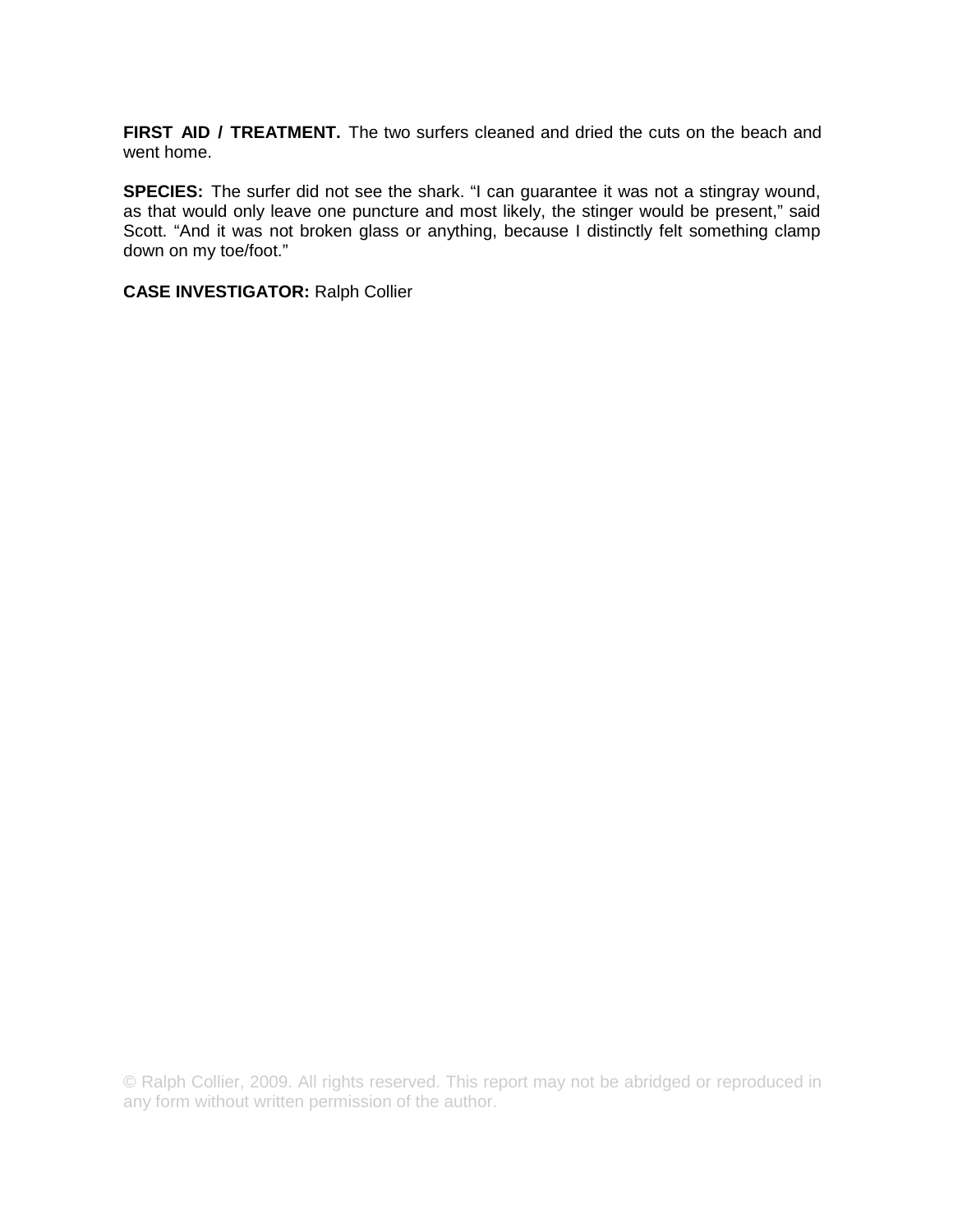**FIRST AID / TREATMENT.** The two surfers cleaned and dried the cuts on the beach and went home.

**SPECIES:** The surfer did not see the shark. "I can guarantee it was not a stingray wound, as that would only leave one puncture and most likely, the stinger would be present," said Scott. "And it was not broken glass or anything, because I distinctly felt something clamp down on my toe/foot."

**CASE INVESTIGATOR:** Ralph Collier

© Ralph Collier, 2009. All rights reserved. This report may not be abridged or reproduced in any form without written permission of the author.